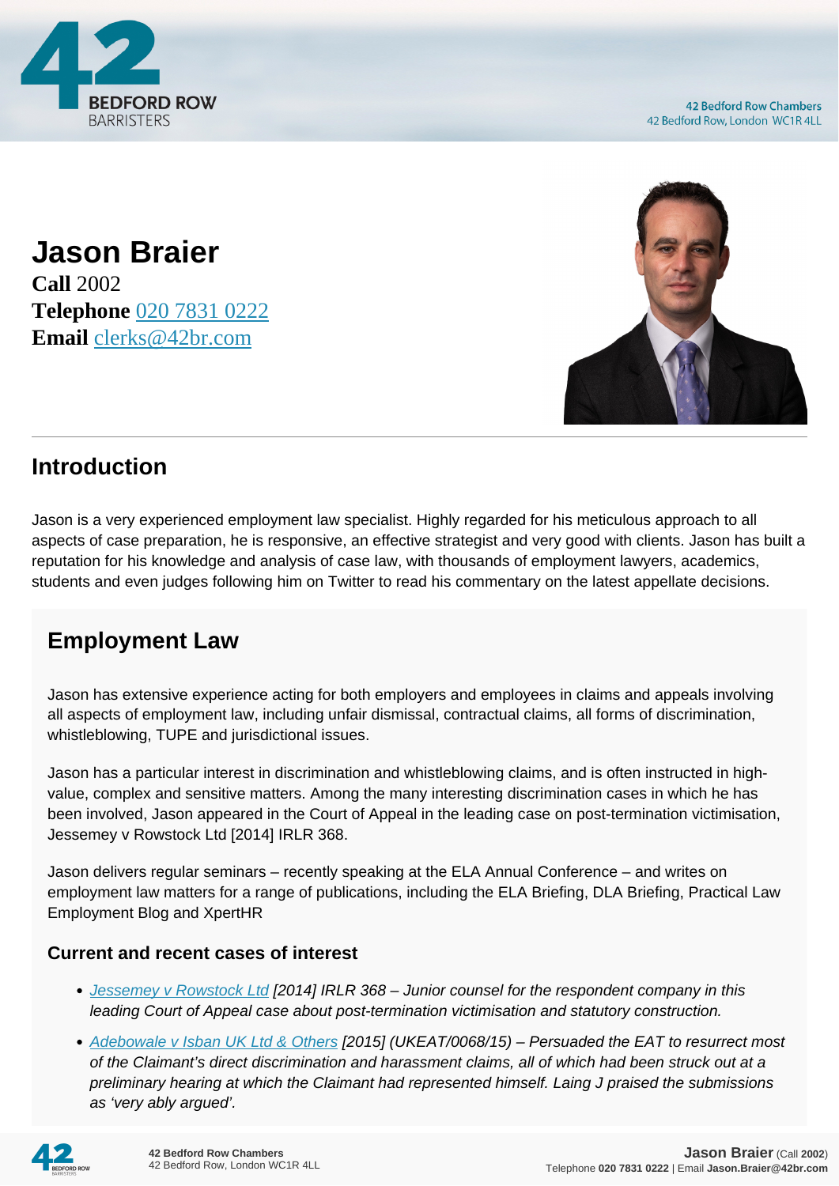# Jason Braier

**Call** 2002
**Telephone** 020 7831 0222
**Email** clerks@42br.com

## Introduction

Jason is a very experienced employment law specialist. Highly regarded for his meticulous approach to all aspects of case preparation, he is responsive, an effective strategist and very good with clients. Jason has built a reputation for his knowledge and analysis of case law, with thousands of employment lawyers, academics, students and even judges following him on Twitter to read his commentary on the latest appellate decisions.

## Employment Law

Jason has extensive experience acting for both employers and employees in claims and appeals involving all aspects of employment law, including unfair dismissal, contractual claims, all forms of discrimination, whistleblowing, TUPE and jurisdictional issues.

Jason has a particular interest in discrimination and whistleblowing claims, and is often instructed in high-value, complex and sensitive matters. Among the many interesting discrimination cases in which he has been involved, Jason appeared in the Court of Appeal in the leading case on post-termination victimisation, Jessemey v Rowstock Ltd [2014] IRLR 368.

Jason delivers regular seminars – recently speaking at the ELA Annual Conference – and writes on employment law matters for a range of publications, including the ELA Briefing, DLA Briefing, Practical Law Employment Blog and XpertHR

### Current and recent cases of interest

- *Jessemey v Rowstock Ltd [2014] IRLR 368 – Junior counsel for the respondent company in this leading Court of Appeal case about post-termination victimisation and statutory construction.*
- *Adebowale v Isban UK Ltd & Others [2015] (UKEAT/0068/15) – Persuaded the EAT to resurrect most of the Claimant's direct discrimination and harassment claims, all of which had been struck out at a preliminary hearing at which the Claimant had represented himself. Laing J praised the submissions as 'very ably argued'.*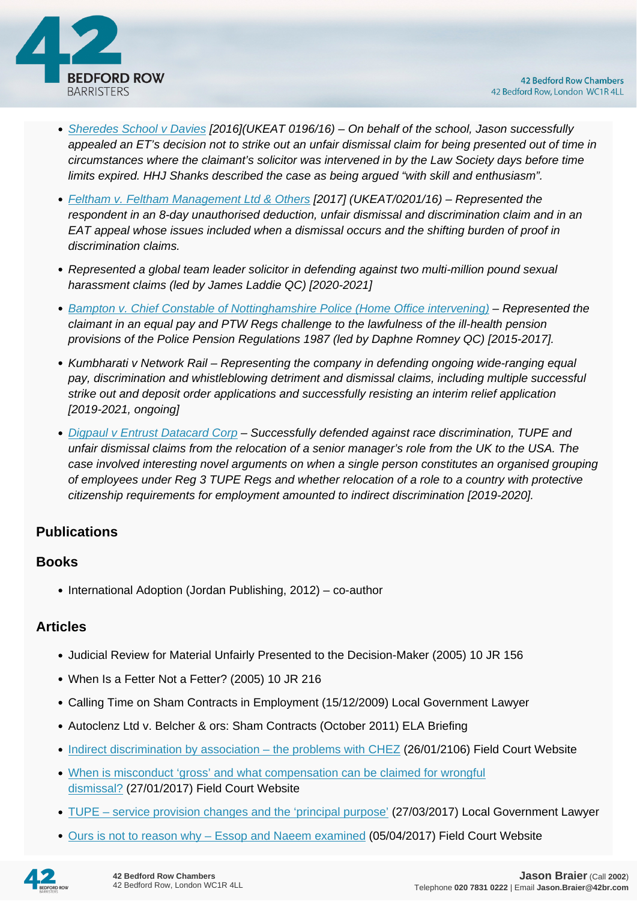- *[Sheredes School v Davies](#) [2016](UKEAT 0196/16) – On behalf of the school, Jason successfully appealed an ET's decision not to strike out an unfair dismissal claim for being presented out of time in circumstances where the claimant's solicitor was intervened in by the Law Society days before time limits expired. HHJ Shanks described the case as being argued "with skill and enthusiasm".*
- *[Feltham v. Feltham Management Ltd & Others](#) [2017] (UKEAT/0201/16) – Represented the respondent in an 8-day unauthorised deduction, unfair dismissal and discrimination claim and in an EAT appeal whose issues included when a dismissal occurs and the shifting burden of proof in discrimination claims.*
- *Represented a global team leader solicitor in defending against two multi-million pound sexual harassment claims (led by James Laddie QC) [2020-2021]*
- *[Bampton v. Chief Constable of Nottinghamshire Police (Home Office intervening)](#) – Represented the claimant in an equal pay and PTW Regs challenge to the lawfulness of the ill-health pension provisions of the Police Pension Regulations 1987 (led by Daphne Romney QC) [2015-2017].*
- *Kumbharati v Network Rail – Representing the company in defending ongoing wide-ranging equal pay, discrimination and whistleblowing detriment and dismissal claims, including multiple successful strike out and deposit order applications and successfully resisting an interim relief application [2019-2021, ongoing]*
- *[Digpaul v Entrust Datacard Corp](#) – Successfully defended against race discrimination, TUPE and unfair dismissal claims from the relocation of a senior manager's role from the UK to the USA. The case involved interesting novel arguments on when a single person constitutes an organised grouping of employees under Reg 3 TUPE Regs and whether relocation of a role to a country with protective citizenship requirements for employment amounted to indirect discrimination [2019-2020].*

## Publications

### Books

- International Adoption (Jordan Publishing, 2012) – co-author

### Articles

- Judicial Review for Material Unfairly Presented to the Decision-Maker (2005) 10 JR 156
- When Is a Fetter Not a Fetter? (2005) 10 JR 216
- Calling Time on Sham Contracts in Employment (15/12/2009) Local Government Lawyer
- Autoclenz Ltd v. Belcher & ors: Sham Contracts (October 2011) ELA Briefing
- [Indirect discrimination by association – the problems with CHEZ](#) (26/01/2106) Field Court Website
- [When is misconduct 'gross' and what compensation can be claimed for wrongful dismissal?](#) (27/01/2017) Field Court Website
- [TUPE – service provision changes and the 'principal purpose'](#) (27/03/2017) Local Government Lawyer
- [Ours is not to reason why – Essop and Naeem examined](#) (05/04/2017) Field Court Website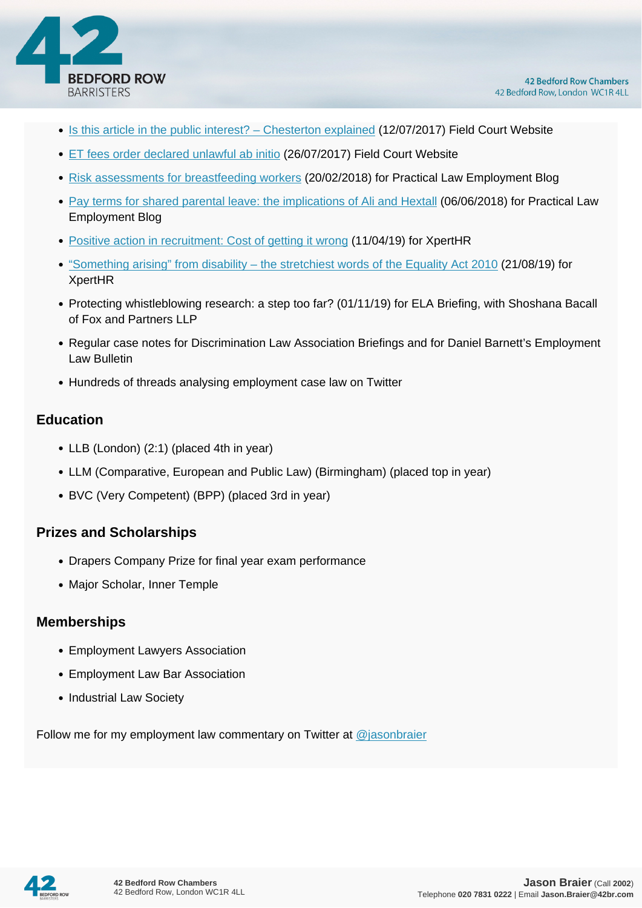- Is this article in the public interest? – Chesterton explained (12/07/2017) Field Court Website
- ET fees order declared unlawful ab initio (26/07/2017) Field Court Website
- Risk assessments for breastfeeding workers (20/02/2018) for Practical Law Employment Blog
- Pay terms for shared parental leave: the implications of Ali and Hextall (06/06/2018) for Practical Law Employment Blog
- Positive action in recruitment: Cost of getting it wrong (11/04/19) for XpertHR
- "Something arising" from disability – the stretchiest words of the Equality Act 2010 (21/08/19) for XpertHR
- Protecting whistleblowing research: a step too far? (01/11/19) for ELA Briefing, with Shoshana Bacall of Fox and Partners LLP
- Regular case notes for Discrimination Law Association Briefings and for Daniel Barnett's Employment Law Bulletin
- Hundreds of threads analysing employment case law on Twitter

## Education

- LLB (London) (2:1) (placed 4th in year)
- LLM (Comparative, European and Public Law) (Birmingham) (placed top in year)
- BVC (Very Competent) (BPP) (placed 3rd in year)

## Prizes and Scholarships

- Drapers Company Prize for final year exam performance
- Major Scholar, Inner Temple

## Memberships

- Employment Lawyers Association
- Employment Law Bar Association
- Industrial Law Society

Follow me for my employment law commentary on Twitter at @jasonbraier